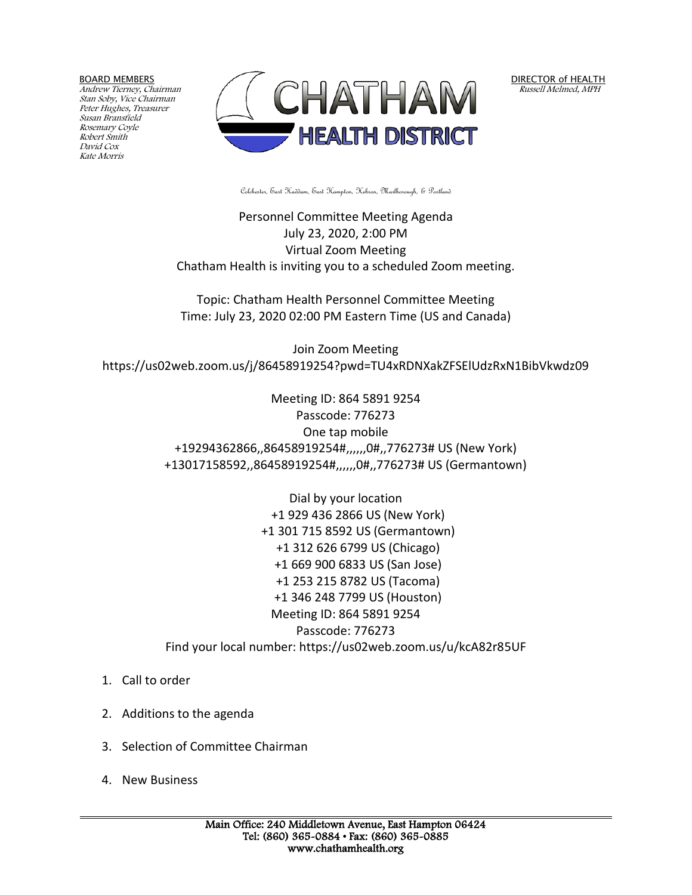BOARD MEMBERS
*Andrew Tierney, Chairman*
*Stan Soby, Vice Chairman*
*Peter Hughes, Treasurer*
*Susan Bransfield*
*Rosemary Coyle*
*Robert Smith*
*David Cox*
*Kate Morris*

# CHATHAM HEALTH DISTRICT

DIRECTOR of HEALTH
*Russell Melmed, MPH*

Colchester, East Haddam, East Hampton, Hebron, Marlborough, & Portland

Personnel Committee Meeting Agenda
July 23, 2020, 2:00 PM
Virtual Zoom Meeting
Chatham Health is inviting you to a scheduled Zoom meeting.

Topic: Chatham Health Personnel Committee Meeting
Time: July 23, 2020 02:00 PM Eastern Time (US and Canada)

Join Zoom Meeting
https://us02web.zoom.us/j/86458919254?pwd=TU4xRDNXakZFSElUdzRxN1BibVkwdz09

Meeting ID: 864 5891 9254
Passcode: 776273
One tap mobile
+19294362866,,86458919254#,,,,,,0#,,776273# US (New York)
+13017158592,,86458919254#,,,,,,0#,,776273# US (Germantown)

Dial by your location
+1 929 436 2866 US (New York)
+1 301 715 8592 US (Germantown)
+1 312 626 6799 US (Chicago)
+1 669 900 6833 US (San Jose)
+1 253 215 8782 US (Tacoma)
+1 346 248 7799 US (Houston)
Meeting ID: 864 5891 9254
Passcode: 776273
Find your local number: https://us02web.zoom.us/u/kcA82r85UF

1. Call to order
2. Additions to the agenda
3. Selection of Committee Chairman
4. New Business

Main Office: 240 Middletown Avenue, East Hampton 06424
Tel: (860) 365-0884 • Fax: (860) 365-0885
www.chathamhealth.org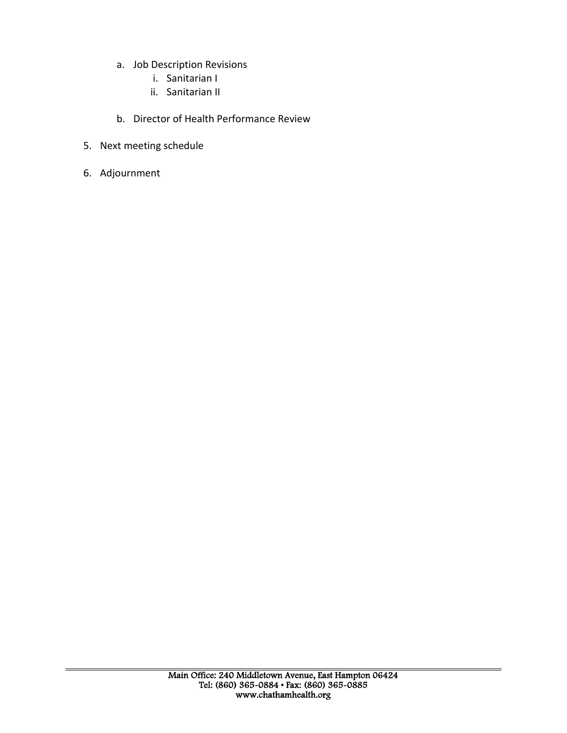a. Job Description Revisions
      i. Sanitarian I
      ii. Sanitarian II

   b. Director of Health Performance Review

5. Next meeting schedule

6. Adjournment